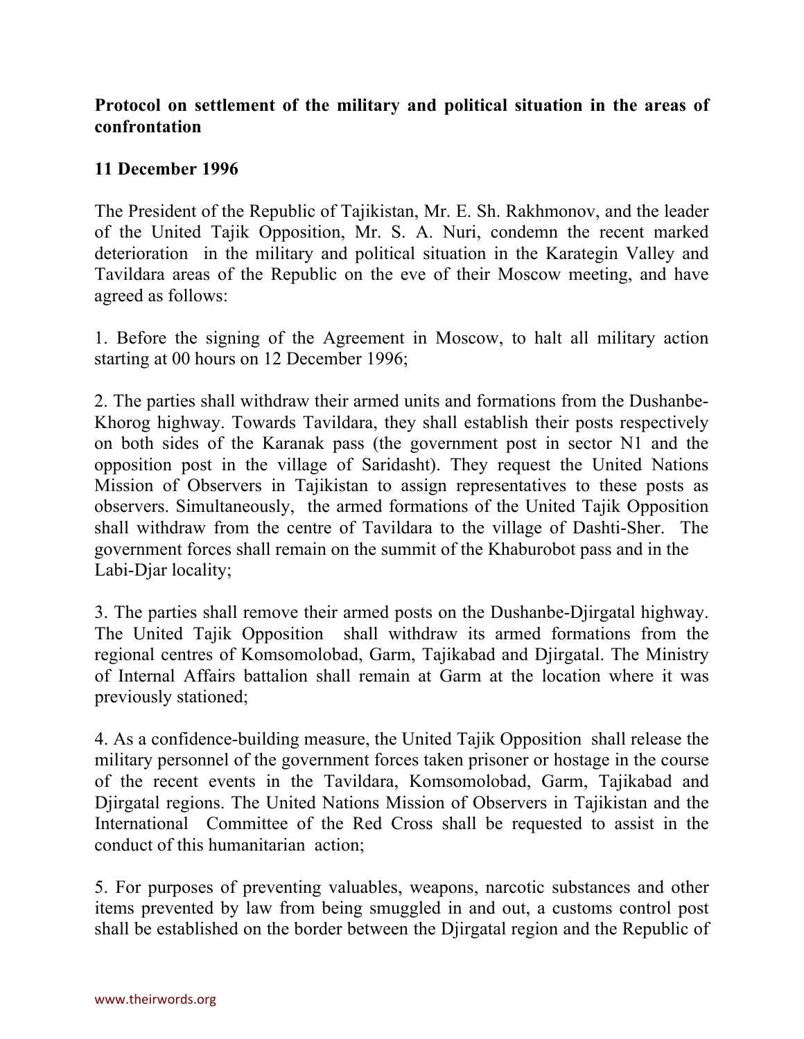**Protocol on settlement of the military and political situation in the areas of confrontation**

**11 December 1996**

The President of the Republic of Tajikistan, Mr. E. Sh. Rakhmonov, and the leader of the United Tajik Opposition, Mr. S. A. Nuri, condemn the recent marked deterioration in the military and political situation in the Karategin Valley and Tavildara areas of the Republic on the eve of their Moscow meeting, and have agreed as follows:

1. Before the signing of the Agreement in Moscow, to halt all military action starting at 00 hours on 12 December 1996;

2. The parties shall withdraw their armed units and formations from the Dushanbe-Khorog highway. Towards Tavildara, they shall establish their posts respectively on both sides of the Karanak pass (the government post in sector N1 and the opposition post in the village of Saridasht). They request the United Nations Mission of Observers in Tajikistan to assign representatives to these posts as observers. Simultaneously, the armed formations of the United Tajik Opposition shall withdraw from the centre of Tavildara to the village of Dashti-Sher. The government forces shall remain on the summit of the Khaburobot pass and in the Labi-Djar locality;

3. The parties shall remove their armed posts on the Dushanbe-Djirgatal highway. The United Tajik Opposition shall withdraw its armed formations from the regional centres of Komsomolobad, Garm, Tajikabad and Djirgatal. The Ministry of Internal Affairs battalion shall remain at Garm at the location where it was previously stationed;

4. As a confidence-building measure, the United Tajik Opposition shall release the military personnel of the government forces taken prisoner or hostage in the course of the recent events in the Tavildara, Komsomolobad, Garm, Tajikabad and Djirgatal regions. The United Nations Mission of Observers in Tajikistan and the International Committee of the Red Cross shall be requested to assist in the conduct of this humanitarian action;

5. For purposes of preventing valuables, weapons, narcotic substances and other items prevented by law from being smuggled in and out, a customs control post shall be established on the border between the Djirgatal region and the Republic of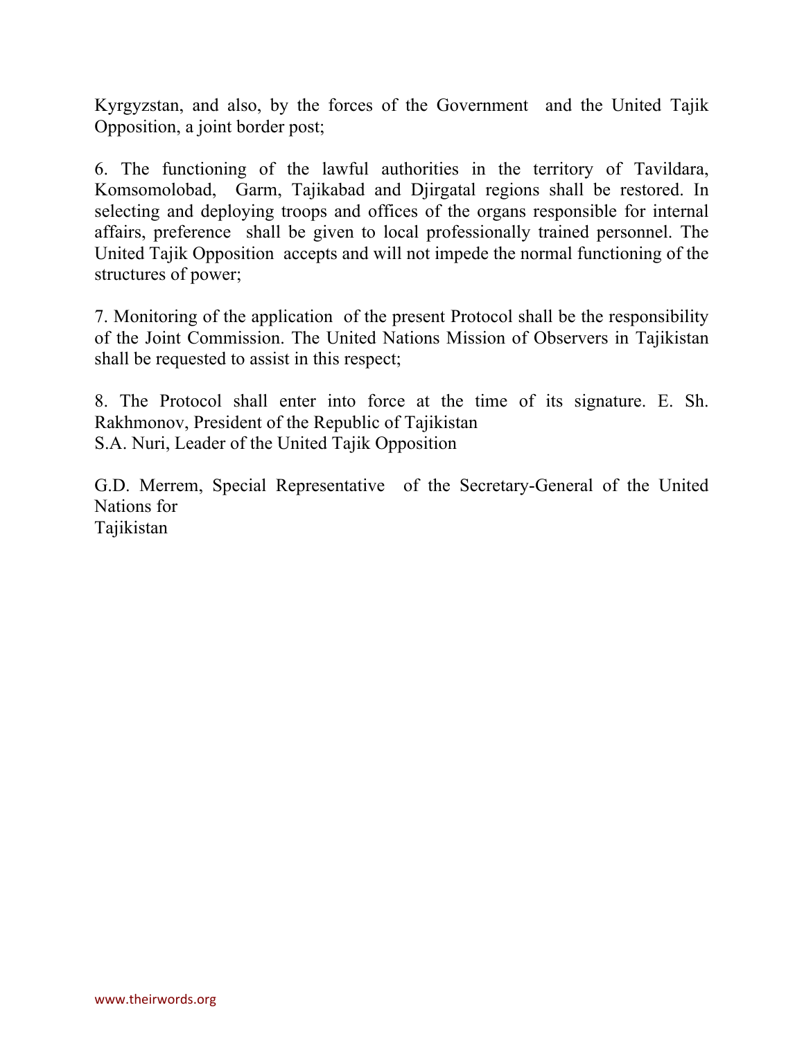Kyrgyzstan, and also, by the forces of the Government and the United Tajik Opposition, a joint border post;

6. The functioning of the lawful authorities in the territory of Tavildara, Komsomolobad, Garm, Tajikabad and Djirgatal regions shall be restored. In selecting and deploying troops and offices of the organs responsible for internal affairs, preference shall be given to local professionally trained personnel. The United Tajik Opposition accepts and will not impede the normal functioning of the structures of power;

7. Monitoring of the application of the present Protocol shall be the responsibility of the Joint Commission. The United Nations Mission of Observers in Tajikistan shall be requested to assist in this respect;

8. The Protocol shall enter into force at the time of its signature. E. Sh. Rakhmonov, President of the Republic of Tajikistan
S.A. Nuri, Leader of the United Tajik Opposition

G.D. Merrem, Special Representative of the Secretary-General of the United Nations for
Tajikistan